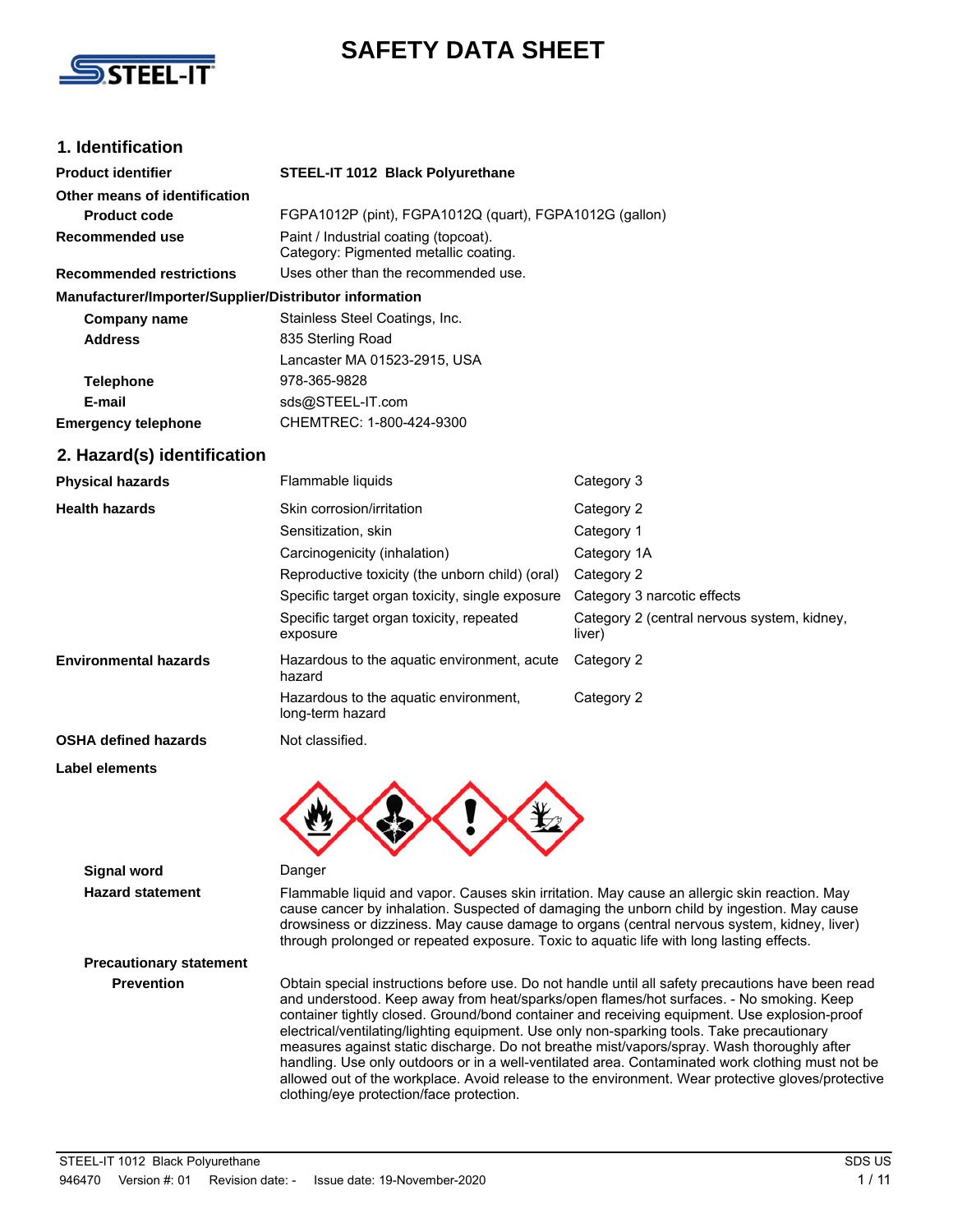# SAFETY DATA SHEET

## 1. Identification

| | |
|---|---|
| **Product identifier** | **STEEL-IT 1012 Black Polyurethane** |
| **Other means of identification** | |
| **Product code** | FGPA1012P (pint), FGPA1012Q (quart), FGPA1012G (gallon) |
| **Recommended use** | Paint / Industrial coating (topcoat).<br>Category: Pigmented metallic coating. |
| **Recommended restrictions** | Uses other than the recommended use. |

**Manufacturer/Importer/Supplier/Distributor information**

| | |
|---|---|
| **Company name** | Stainless Steel Coatings, Inc. |
| **Address** | 835 Sterling Road<br>Lancaster MA 01523-2915, USA |
| **Telephone** | 978-365-9828 |
| **E-mail** | sds@STEEL-IT.com |
| **Emergency telephone** | CHEMTREC: 1-800-424-9300 |

## 2. Hazard(s) identification

| | | |
|---|---|---|
| **Physical hazards** | Flammable liquids | Category 3 |
| **Health hazards** | Skin corrosion/irritation | Category 2 |
| | Sensitization, skin | Category 1 |
| | Carcinogenicity (inhalation) | Category 1A |
| | Reproductive toxicity (the unborn child) (oral) | Category 2 |
| | Specific target organ toxicity, single exposure | Category 3 narcotic effects |
| | Specific target organ toxicity, repeated exposure | Category 2 (central nervous system, kidney, liver) |
| **Environmental hazards** | Hazardous to the aquatic environment, acute hazard | Category 2 |
| | Hazardous to the aquatic environment, long-term hazard | Category 2 |
| **OSHA defined hazards** | Not classified. | |

**Label elements**

**Signal word** Danger

**Hazard statement** Flammable liquid and vapor. Causes skin irritation. May cause an allergic skin reaction. May cause cancer by inhalation. Suspected of damaging the unborn child by ingestion. May cause drowsiness or dizziness. May cause damage to organs (central nervous system, kidney, liver) through prolonged or repeated exposure. Toxic to aquatic life with long lasting effects.

**Precautionary statement**

**Prevention** Obtain special instructions before use. Do not handle until all safety precautions have been read and understood. Keep away from heat/sparks/open flames/hot surfaces. - No smoking. Keep container tightly closed. Ground/bond container and receiving equipment. Use explosion-proof electrical/ventilating/lighting equipment. Use only non-sparking tools. Take precautionary measures against static discharge. Do not breathe mist/vapors/spray. Wash thoroughly after handling. Use only outdoors or in a well-ventilated area. Contaminated work clothing must not be allowed out of the workplace. Avoid release to the environment. Wear protective gloves/protective clothing/eye protection/face protection.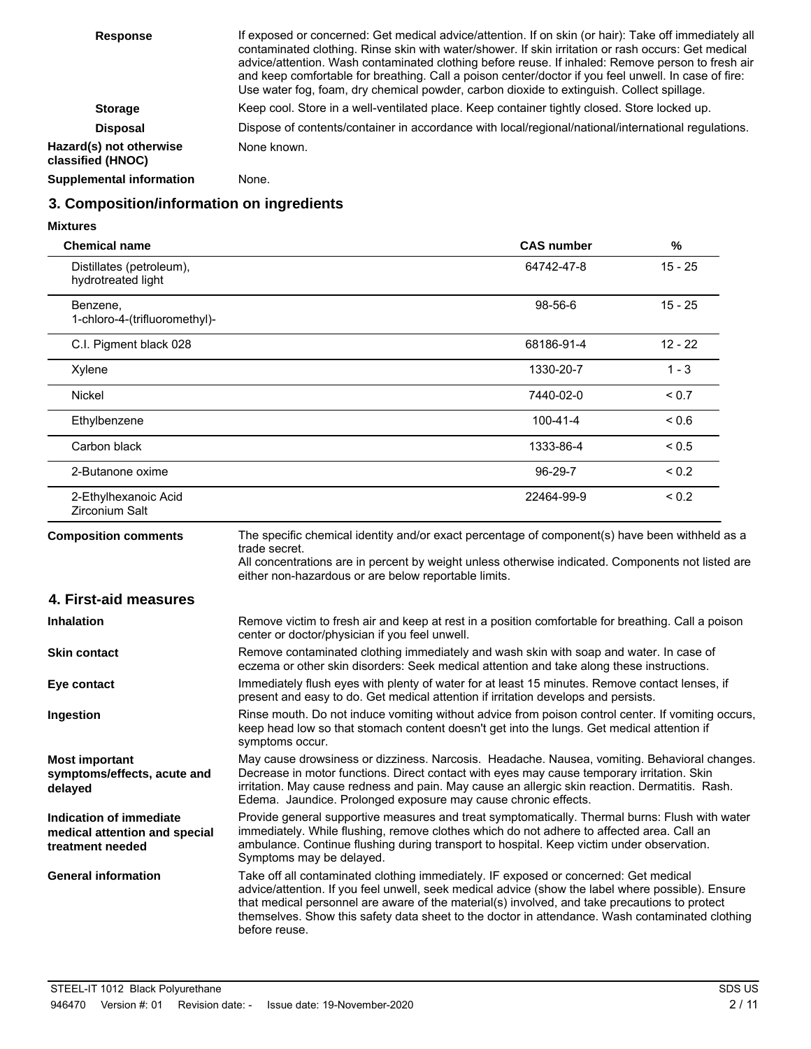| | |
|---|---|
| **Response** | If exposed or concerned: Get medical advice/attention. If on skin (or hair): Take off immediately all contaminated clothing. Rinse skin with water/shower. If skin irritation or rash occurs: Get medical advice/attention. Wash contaminated clothing before reuse. If inhaled: Remove person to fresh air and keep comfortable for breathing. Call a poison center/doctor if you feel unwell. In case of fire: Use water fog, foam, dry chemical powder, carbon dioxide to extinguish. Collect spillage. |
| **Storage** | Keep cool. Store in a well-ventilated place. Keep container tightly closed. Store locked up. |
| **Disposal** | Dispose of contents/container in accordance with local/regional/national/international regulations. |
| **Hazard(s) not otherwise classified (HNOC)** | None known. |
| **Supplemental information** | None. |

## 3. Composition/information on ingredients

**Mixtures**

| Chemical name | CAS number | % |
|---|---|---|
| Distillates (petroleum), hydrotreated light | 64742-47-8 | 15 - 25 |
| Benzene, 1-chloro-4-(trifluoromethyl)- | 98-56-6 | 15 - 25 |
| C.I. Pigment black 028 | 68186-91-4 | 12 - 22 |
| Xylene | 1330-20-7 | 1 - 3 |
| Nickel | 7440-02-0 | < 0.7 |
| Ethylbenzene | 100-41-4 | < 0.6 |
| Carbon black | 1333-86-4 | < 0.5 |
| 2-Butanone oxime | 96-29-7 | < 0.2 |
| 2-Ethylhexanoic Acid Zirconium Salt | 22464-99-9 | < 0.2 |

**Composition comments** The specific chemical identity and/or exact percentage of component(s) have been withheld as a trade secret.
All concentrations are in percent by weight unless otherwise indicated. Components not listed are either non-hazardous or are below reportable limits.

## 4. First-aid measures

| | |
|---|---|
| **Inhalation** | Remove victim to fresh air and keep at rest in a position comfortable for breathing. Call a poison center or doctor/physician if you feel unwell. |
| **Skin contact** | Remove contaminated clothing immediately and wash skin with soap and water. In case of eczema or other skin disorders: Seek medical attention and take along these instructions. |
| **Eye contact** | Immediately flush eyes with plenty of water for at least 15 minutes. Remove contact lenses, if present and easy to do. Get medical attention if irritation develops and persists. |
| **Ingestion** | Rinse mouth. Do not induce vomiting without advice from poison control center. If vomiting occurs, keep head low so that stomach content doesn't get into the lungs. Get medical attention if symptoms occur. |
| **Most important symptoms/effects, acute and delayed** | May cause drowsiness or dizziness. Narcosis. Headache. Nausea, vomiting. Behavioral changes. Decrease in motor functions. Direct contact with eyes may cause temporary irritation. Skin irritation. May cause redness and pain. May cause an allergic skin reaction. Dermatitis. Rash. Edema. Jaundice. Prolonged exposure may cause chronic effects. |
| **Indication of immediate medical attention and special treatment needed** | Provide general supportive measures and treat symptomatically. Thermal burns: Flush with water immediately. While flushing, remove clothes which do not adhere to affected area. Call an ambulance. Continue flushing during transport to hospital. Keep victim under observation. Symptoms may be delayed. |
| **General information** | Take off all contaminated clothing immediately. IF exposed or concerned: Get medical advice/attention. If you feel unwell, seek medical advice (show the label where possible). Ensure that medical personnel are aware of the material(s) involved, and take precautions to protect themselves. Show this safety data sheet to the doctor in attendance. Wash contaminated clothing before reuse. |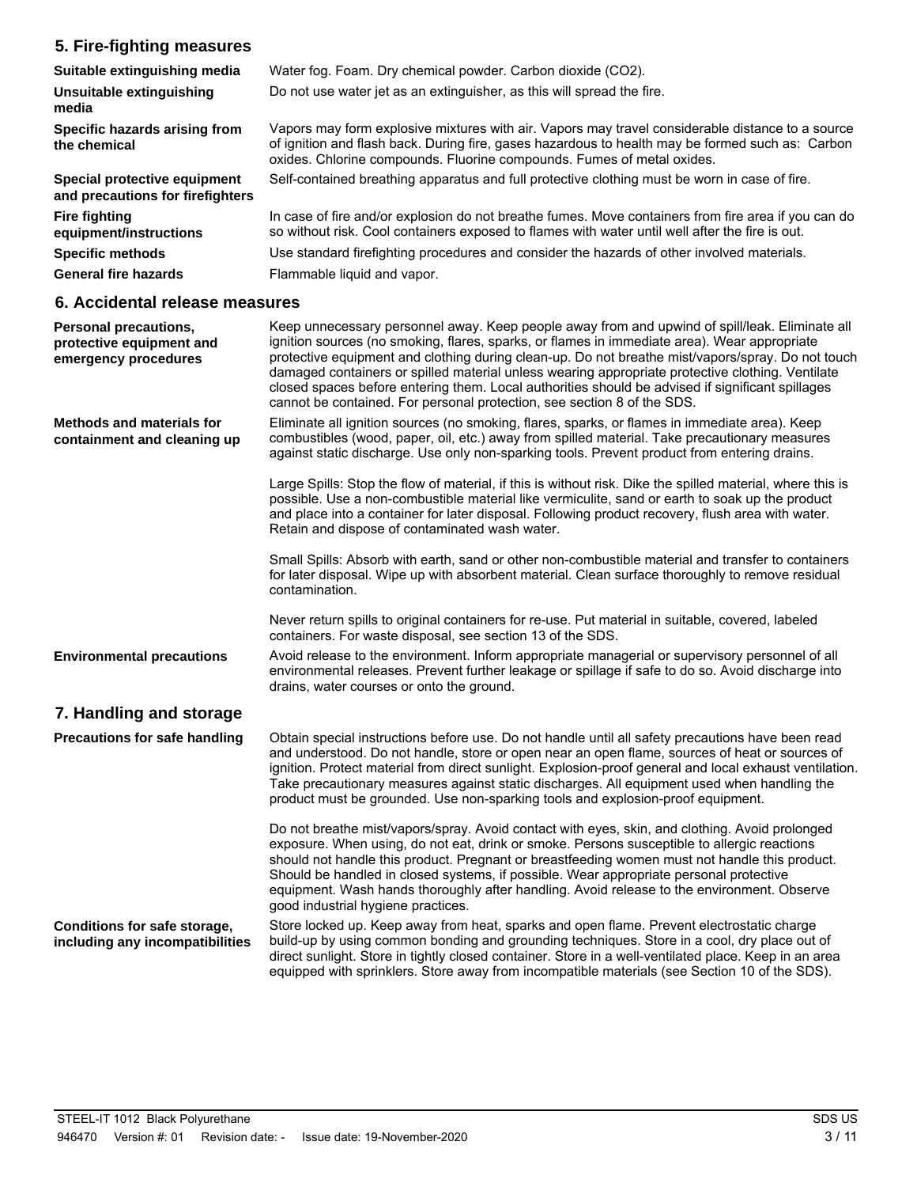## 5. Fire-fighting measures

**Suitable extinguishing media** Water fog. Foam. Dry chemical powder. Carbon dioxide ($CO_2$).

**Unsuitable extinguishing media** Do not use water jet as an extinguisher, as this will spread the fire.

**Specific hazards arising from the chemical** Vapors may form explosive mixtures with air. Vapors may travel considerable distance to a source of ignition and flash back. During fire, gases hazardous to health may be formed such as: Carbon oxides. Chlorine compounds. Fluorine compounds. Fumes of metal oxides.

**Special protective equipment and precautions for firefighters** Self-contained breathing apparatus and full protective clothing must be worn in case of fire.

**Fire fighting equipment/instructions** In case of fire and/or explosion do not breathe fumes. Move containers from fire area if you can do so without risk. Cool containers exposed to flames with water until well after the fire is out.

**Specific methods** Use standard firefighting procedures and consider the hazards of other involved materials.

**General fire hazards** Flammable liquid and vapor.

## 6. Accidental release measures

**Personal precautions, protective equipment and emergency procedures** Keep unnecessary personnel away. Keep people away from and upwind of spill/leak. Eliminate all ignition sources (no smoking, flares, sparks, or flames in immediate area). Wear appropriate protective equipment and clothing during clean-up. Do not breathe mist/vapors/spray. Do not touch damaged containers or spilled material unless wearing appropriate protective clothing. Ventilate closed spaces before entering them. Local authorities should be advised if significant spillages cannot be contained. For personal protection, see section 8 of the SDS.

**Methods and materials for containment and cleaning up** Eliminate all ignition sources (no smoking, flares, sparks, or flames in immediate area). Keep combustibles (wood, paper, oil, etc.) away from spilled material. Take precautionary measures against static discharge. Use only non-sparking tools. Prevent product from entering drains.

Large Spills: Stop the flow of material, if this is without risk. Dike the spilled material, where this is possible. Use a non-combustible material like vermiculite, sand or earth to soak up the product and place into a container for later disposal. Following product recovery, flush area with water. Retain and dispose of contaminated wash water.

Small Spills: Absorb with earth, sand or other non-combustible material and transfer to containers for later disposal. Wipe up with absorbent material. Clean surface thoroughly to remove residual contamination.

Never return spills to original containers for re-use. Put material in suitable, covered, labeled containers. For waste disposal, see section 13 of the SDS.

**Environmental precautions** Avoid release to the environment. Inform appropriate managerial or supervisory personnel of all environmental releases. Prevent further leakage or spillage if safe to do so. Avoid discharge into drains, water courses or onto the ground.

## 7. Handling and storage

**Precautions for safe handling** Obtain special instructions before use. Do not handle until all safety precautions have been read and understood. Do not handle, store or open near an open flame, sources of heat or sources of ignition. Protect material from direct sunlight. Explosion-proof general and local exhaust ventilation. Take precautionary measures against static discharges. All equipment used when handling the product must be grounded. Use non-sparking tools and explosion-proof equipment.

Do not breathe mist/vapors/spray. Avoid contact with eyes, skin, and clothing. Avoid prolonged exposure. When using, do not eat, drink or smoke. Persons susceptible to allergic reactions should not handle this product. Pregnant or breastfeeding women must not handle this product. Should be handled in closed systems, if possible. Wear appropriate personal protective equipment. Wash hands thoroughly after handling. Avoid release to the environment. Observe good industrial hygiene practices.

**Conditions for safe storage, including any incompatibilities** Store locked up. Keep away from heat, sparks and open flame. Prevent electrostatic charge build-up by using common bonding and grounding techniques. Store in a cool, dry place out of direct sunlight. Store in tightly closed container. Store in a well-ventilated place. Keep in an area equipped with sprinklers. Store away from incompatible materials (see Section 10 of the SDS).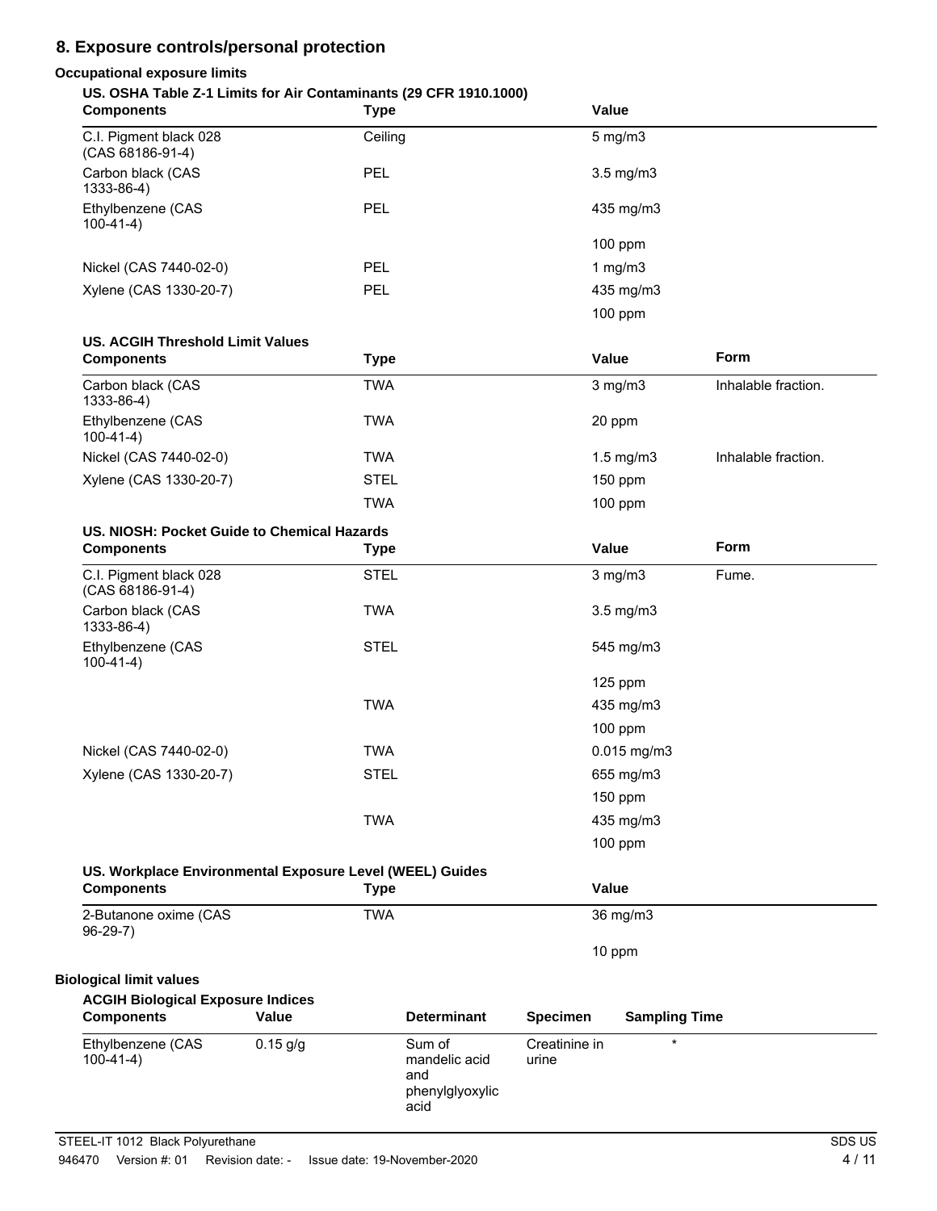## 8. Exposure controls/personal protection

**Occupational exposure limits**

**US. OSHA Table Z-1 Limits for Air Contaminants (29 CFR 1910.1000)**

| Components | Type | Value |
| --- | --- | --- |
| C.I. Pigment black 028 (CAS 68186-91-4) | Ceiling | 5 mg/m3 |
| Carbon black (CAS 1333-86-4) | PEL | 3.5 mg/m3 |
| Ethylbenzene (CAS 100-41-4) | PEL | 435 mg/m3 |
| | | 100 ppm |
| Nickel (CAS 7440-02-0) | PEL | 1 mg/m3 |
| Xylene (CAS 1330-20-7) | PEL | 435 mg/m3 |
| | | 100 ppm |

**US. ACGIH Threshold Limit Values**

| Components | Type | Value | Form |
| --- | --- | --- | --- |
| Carbon black (CAS 1333-86-4) | TWA | 3 mg/m3 | Inhalable fraction. |
| Ethylbenzene (CAS 100-41-4) | TWA | 20 ppm | |
| Nickel (CAS 7440-02-0) | TWA | 1.5 mg/m3 | Inhalable fraction. |
| Xylene (CAS 1330-20-7) | STEL | 150 ppm | |
| | TWA | 100 ppm | |

**US. NIOSH: Pocket Guide to Chemical Hazards**

| Components | Type | Value | Form |
| --- | --- | --- | --- |
| C.I. Pigment black 028 (CAS 68186-91-4) | STEL | 3 mg/m3 | Fume. |
| Carbon black (CAS 1333-86-4) | TWA | 3.5 mg/m3 | |
| Ethylbenzene (CAS 100-41-4) | STEL | 545 mg/m3 | |
| | | 125 ppm | |
| | TWA | 435 mg/m3 | |
| | | 100 ppm | |
| Nickel (CAS 7440-02-0) | TWA | 0.015 mg/m3 | |
| Xylene (CAS 1330-20-7) | STEL | 655 mg/m3 | |
| | | 150 ppm | |
| | TWA | 435 mg/m3 | |
| | | 100 ppm | |

**US. Workplace Environmental Exposure Level (WEEL) Guides**

| Components | Type | Value |
| --- | --- | --- |
| 2-Butanone oxime (CAS 96-29-7) | TWA | 36 mg/m3 |
| | | 10 ppm |

**Biological limit values**

**ACGIH Biological Exposure Indices**

| Components | Value | Determinant | Specimen | Sampling Time |
| --- | --- | --- | --- | --- |
| Ethylbenzene (CAS 100-41-4) | 0.15 g/g | Sum of mandelic acid and phenylglyoxylic acid | Creatinine in urine | * |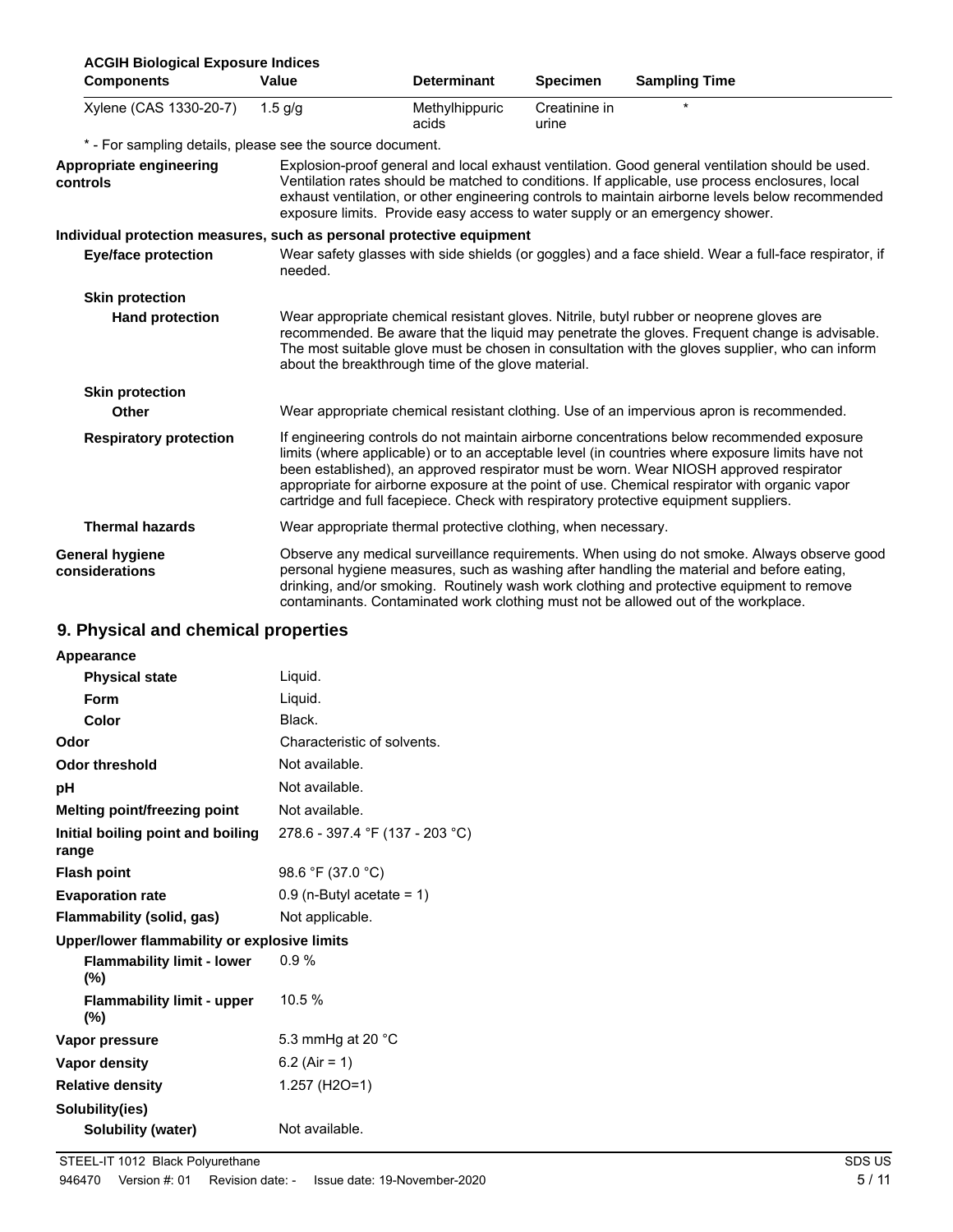**ACGIH Biological Exposure Indices**

| Components | Value | Determinant | Specimen | Sampling Time |
|---|---|---|---|---|
| Xylene (CAS 1330-20-7) | 1.5 g/g | Methylhippuric acids | Creatinine in urine | * |

* - For sampling details, please see the source document.

**Appropriate engineering controls**
Explosion-proof general and local exhaust ventilation. Good general ventilation should be used. Ventilation rates should be matched to conditions. If applicable, use process enclosures, local exhaust ventilation, or other engineering controls to maintain airborne levels below recommended exposure limits. Provide easy access to water supply or an emergency shower.

**Individual protection measures, such as personal protective equipment**

**Eye/face protection**
Wear safety glasses with side shields (or goggles) and a face shield. Wear a full-face respirator, if needed.

**Skin protection**

**Hand protection**
Wear appropriate chemical resistant gloves. Nitrile, butyl rubber or neoprene gloves are recommended. Be aware that the liquid may penetrate the gloves. Frequent change is advisable. The most suitable glove must be chosen in consultation with the gloves supplier, who can inform about the breakthrough time of the glove material.

**Skin protection**

**Other**
Wear appropriate chemical resistant clothing. Use of an impervious apron is recommended.

**Respiratory protection**
If engineering controls do not maintain airborne concentrations below recommended exposure limits (where applicable) or to an acceptable level (in countries where exposure limits have not been established), an approved respirator must be worn. Wear NIOSH approved respirator appropriate for airborne exposure at the point of use. Chemical respirator with organic vapor cartridge and full facepiece. Check with respiratory protective equipment suppliers.

**Thermal hazards**
Wear appropriate thermal protective clothing, when necessary.

**General hygiene considerations**
Observe any medical surveillance requirements. When using do not smoke. Always observe good personal hygiene measures, such as washing after handling the material and before eating, drinking, and/or smoking. Routinely wash work clothing and protective equipment to remove contaminants. Contaminated work clothing must not be allowed out of the workplace.

## 9. Physical and chemical properties

**Appearance**

| | |
|---|---|
| **Physical state** | Liquid. |
| **Form** | Liquid. |
| **Color** | Black. |
| **Odor** | Characteristic of solvents. |
| **Odor threshold** | Not available. |
| **pH** | Not available. |
| **Melting point/freezing point** | Not available. |
| **Initial boiling point and boiling range** | 278.6 - 397.4 °F (137 - 203 °C) |
| **Flash point** | 98.6 °F (37.0 °C) |
| **Evaporation rate** | 0.9 (n-Butyl acetate = 1) |
| **Flammability (solid, gas)** | Not applicable. |

**Upper/lower flammability or explosive limits**

| | |
|---|---|
| **Flammability limit - lower (%)** | 0.9 % |
| **Flammability limit - upper (%)** | 10.5 % |
| **Vapor pressure** | 5.3 mmHg at 20 °C |
| **Vapor density** | 6.2 (Air = 1) |
| **Relative density** | 1.257 (H2O=1) |

**Solubility(ies)**

| | |
|---|---|
| **Solubility (water)** | Not available. |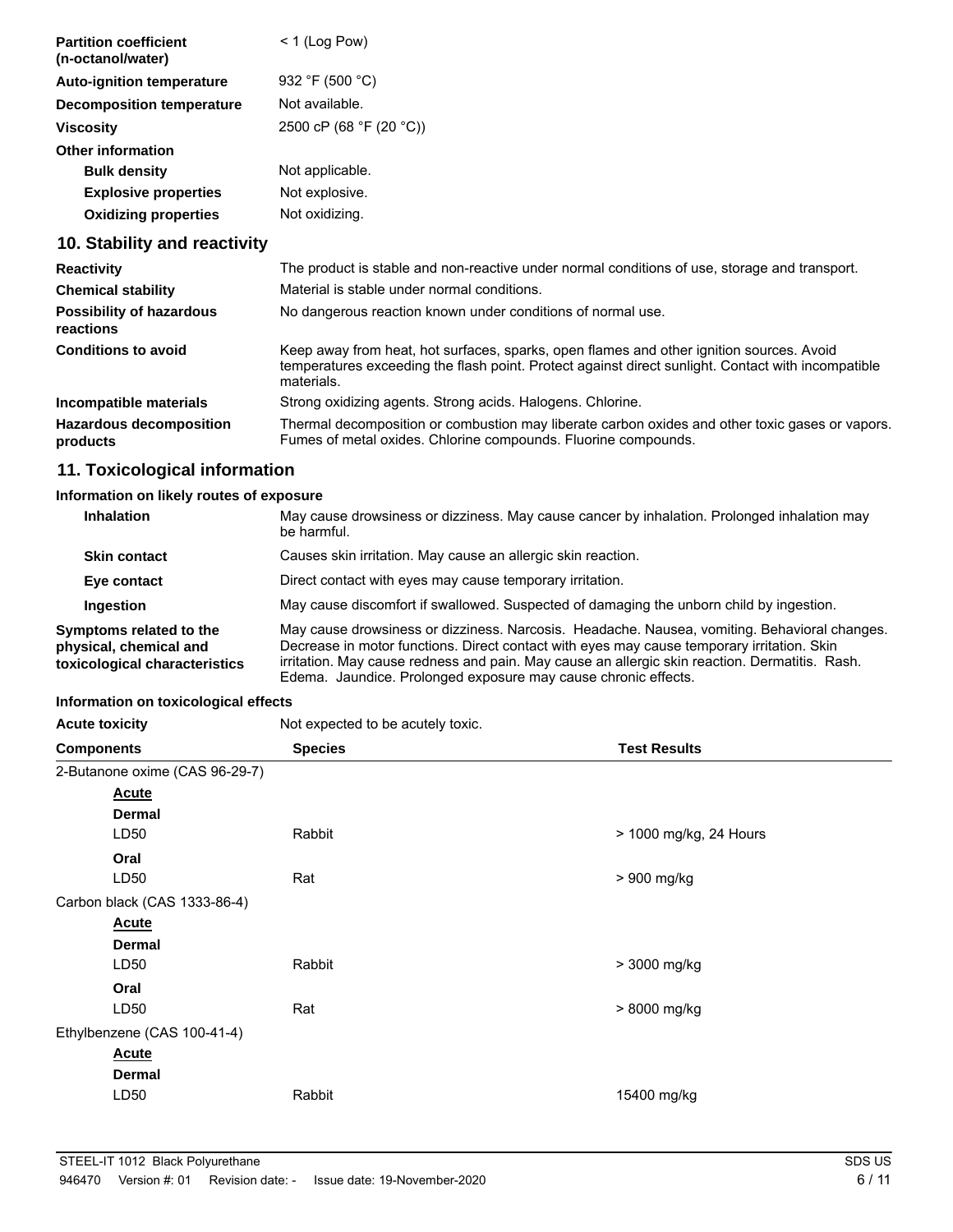| | |
|---|---|
| **Partition coefficient (n-octanol/water)** | < 1 (Log Pow) |
| **Auto-ignition temperature** | 932 °F (500 °C) |
| **Decomposition temperature** | Not available. |
| **Viscosity** | 2500 cP (68 °F (20 °C)) |
| **Other information** | |
| **Bulk density** | Not applicable. |
| **Explosive properties** | Not explosive. |
| **Oxidizing properties** | Not oxidizing. |

## 10. Stability and reactivity

| | |
|---|---|
| **Reactivity** | The product is stable and non-reactive under normal conditions of use, storage and transport. |
| **Chemical stability** | Material is stable under normal conditions. |
| **Possibility of hazardous reactions** | No dangerous reaction known under conditions of normal use. |
| **Conditions to avoid** | Keep away from heat, hot surfaces, sparks, open flames and other ignition sources. Avoid temperatures exceeding the flash point. Protect against direct sunlight. Contact with incompatible materials. |
| **Incompatible materials** | Strong oxidizing agents. Strong acids. Halogens. Chlorine. |
| **Hazardous decomposition products** | Thermal decomposition or combustion may liberate carbon oxides and other toxic gases or vapors. Fumes of metal oxides. Chlorine compounds. Fluorine compounds. |

## 11. Toxicological information

### Information on likely routes of exposure

| | |
|---|---|
| **Inhalation** | May cause drowsiness or dizziness. May cause cancer by inhalation. Prolonged inhalation may be harmful. |
| **Skin contact** | Causes skin irritation. May cause an allergic skin reaction. |
| **Eye contact** | Direct contact with eyes may cause temporary irritation. |
| **Ingestion** | May cause discomfort if swallowed. Suspected of damaging the unborn child by ingestion. |
| **Symptoms related to the physical, chemical and toxicological characteristics** | May cause drowsiness or dizziness. Narcosis. Headache. Nausea, vomiting. Behavioral changes. Decrease in motor functions. Direct contact with eyes may cause temporary irritation. Skin irritation. May cause redness and pain. May cause an allergic skin reaction. Dermatitis. Rash. Edema. Jaundice. Prolonged exposure may cause chronic effects. |

### Information on toxicological effects

**Acute toxicity** Not expected to be acutely toxic.

| Components | Species | Test Results |
|---|---|---|
| 2-Butanone oxime (CAS 96-29-7) | | |
| **Acute** | | |
| **Dermal** | | |
| LD50 | Rabbit | > 1000 mg/kg, 24 Hours |
| **Oral** | | |
| LD50 | Rat | > 900 mg/kg |
| Carbon black (CAS 1333-86-4) | | |
| **Acute** | | |
| **Dermal** | | |
| LD50 | Rabbit | > 3000 mg/kg |
| **Oral** | | |
| LD50 | Rat | > 8000 mg/kg |
| Ethylbenzene (CAS 100-41-4) | | |
| **Acute** | | |
| **Dermal** | | |
| LD50 | Rabbit | 15400 mg/kg |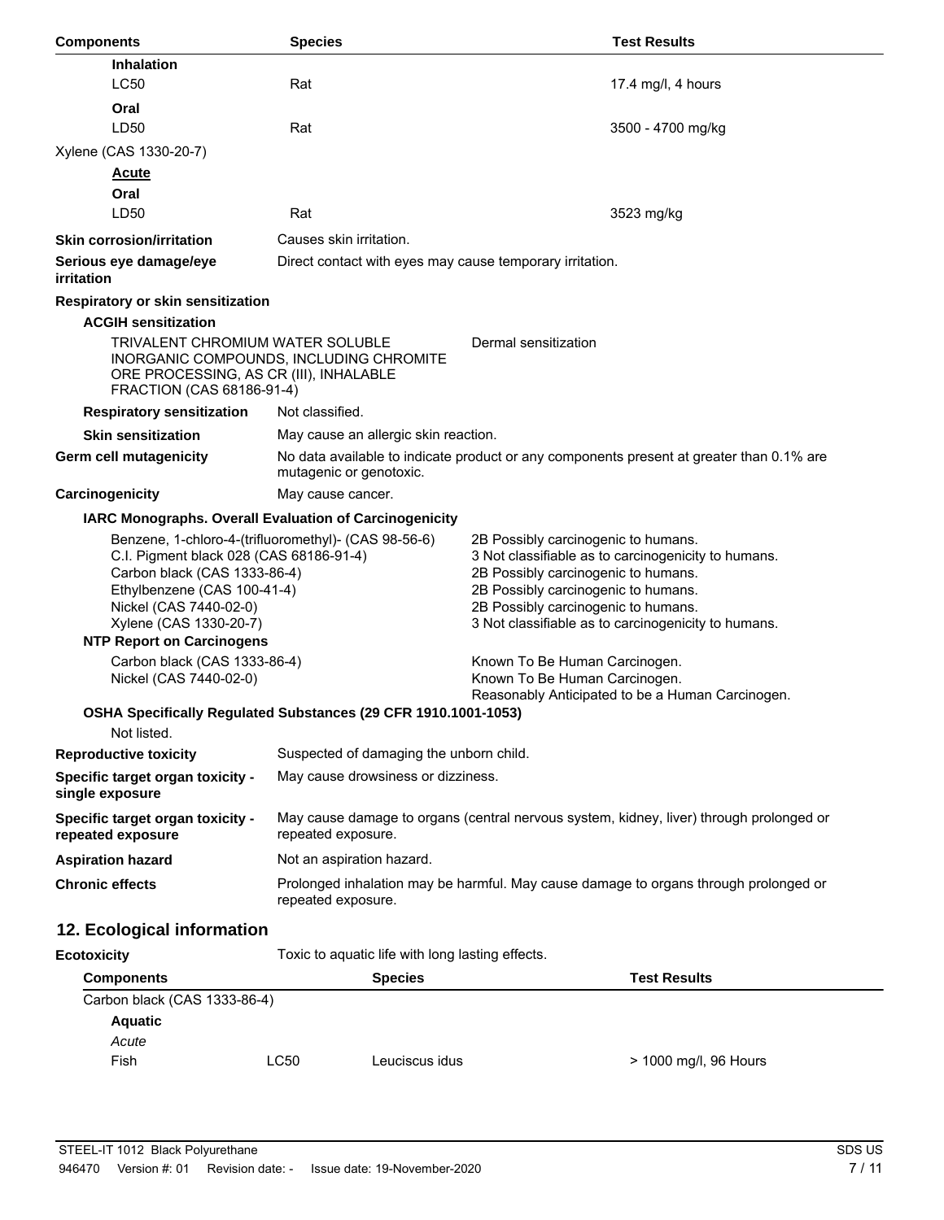| Components | Species | Test Results |
| --- | --- | --- |
| **Inhalation** | | |
| LC50 | Rat | 17.4 mg/l, 4 hours |
| **Oral** | | |
| LD50 | Rat | 3500 - 4700 mg/kg |
| Xylene (CAS 1330-20-7) | | |
| **Acute** | | |
| **Oral** | | |
| LD50 | Rat | 3523 mg/kg |

**Skin corrosion/irritation** Causes skin irritation.

**Serious eye damage/eye irritation** Direct contact with eyes may cause temporary irritation.

**Respiratory or skin sensitization**

**ACGIH sensitization**

| | |
| --- | --- |
| TRIVALENT CHROMIUM WATER SOLUBLE INORGANIC COMPOUNDS, INCLUDING CHROMITE ORE PROCESSING, AS CR (III), INHALABLE FRACTION (CAS 68186-91-4) | Dermal sensitization |

**Respiratory sensitization** Not classified.

**Skin sensitization** May cause an allergic skin reaction.

**Germ cell mutagenicity** No data available to indicate product or any components present at greater than 0.1% are mutagenic or genotoxic.

**Carcinogenicity** May cause cancer.

**IARC Monographs. Overall Evaluation of Carcinogenicity**

| | |
| --- | --- |
| Benzene, 1-chloro-4-(trifluoromethyl)- (CAS 98-56-6) | 2B Possibly carcinogenic to humans. |
| C.I. Pigment black 028 (CAS 68186-91-4) | 3 Not classifiable as to carcinogenicity to humans. |
| Carbon black (CAS 1333-86-4) | 2B Possibly carcinogenic to humans. |
| Ethylbenzene (CAS 100-41-4) | 2B Possibly carcinogenic to humans. |
| Nickel (CAS 7440-02-0) | 2B Possibly carcinogenic to humans. |
| Xylene (CAS 1330-20-7) | 3 Not classifiable as to carcinogenicity to humans. |

**NTP Report on Carcinogens**

| | |
| --- | --- |
| Carbon black (CAS 1333-86-4) | Known To Be Human Carcinogen. |
| Nickel (CAS 7440-02-0) | Known To Be Human Carcinogen. Reasonably Anticipated to be a Human Carcinogen. |

**OSHA Specifically Regulated Substances (29 CFR 1910.1001-1053)**

Not listed.

**Reproductive toxicity** Suspected of damaging the unborn child.

**Specific target organ toxicity - single exposure** May cause drowsiness or dizziness.

**Specific target organ toxicity - repeated exposure** May cause damage to organs (central nervous system, kidney, liver) through prolonged or repeated exposure.

**Aspiration hazard** Not an aspiration hazard.

**Chronic effects** Prolonged inhalation may be harmful. May cause damage to organs through prolonged or repeated exposure.

## 12. Ecological information

**Ecotoxicity** Toxic to aquatic life with long lasting effects.

| Components | | Species | Test Results |
| --- | --- | --- | --- |
| Carbon black (CAS 1333-86-4) | | | |
| **Aquatic** | | | |
| *Acute* | | | |
| Fish | LC50 | Leuciscus idus | > 1000 mg/l, 96 Hours |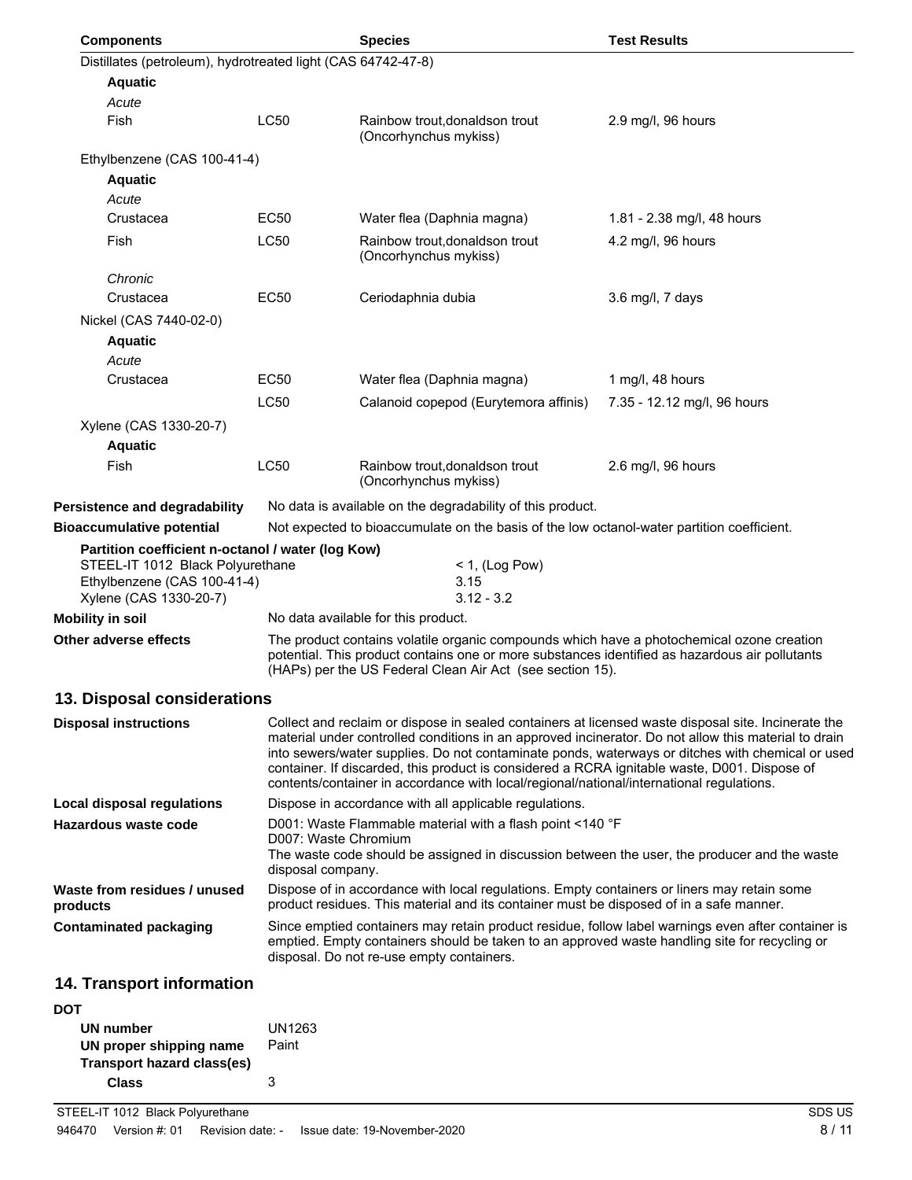| Components | | Species | Test Results |
|---|---|---|---|
| Distillates (petroleum), hydrotreated light (CAS 64742-47-8) | | | |
| **Aquatic** | | | |
| *Acute* | | | |
| Fish | LC50 | Rainbow trout,donaldson trout (Oncorhynchus mykiss) | 2.9 mg/l, 96 hours |
| Ethylbenzene (CAS 100-41-4) | | | |
| **Aquatic** | | | |
| *Acute* | | | |
| Crustacea | EC50 | Water flea (Daphnia magna) | 1.81 - 2.38 mg/l, 48 hours |
| Fish | LC50 | Rainbow trout,donaldson trout (Oncorhynchus mykiss) | 4.2 mg/l, 96 hours |
| *Chronic* | | | |
| Crustacea | EC50 | Ceriodaphnia dubia | 3.6 mg/l, 7 days |
| Nickel (CAS 7440-02-0) | | | |
| **Aquatic** | | | |
| *Acute* | | | |
| Crustacea | EC50 | Water flea (Daphnia magna) | 1 mg/l, 48 hours |
| | LC50 | Calanoid copepod (Eurytemora affinis) | 7.35 - 12.12 mg/l, 96 hours |
| Xylene (CAS 1330-20-7) | | | |
| **Aquatic** | | | |
| Fish | LC50 | Rainbow trout,donaldson trout (Oncorhynchus mykiss) | 2.6 mg/l, 96 hours |

**Persistence and degradability** No data is available on the degradability of this product.

**Bioaccumulative potential** Not expected to bioaccumulate on the basis of the low octanol-water partition coefficient.

**Partition coefficient n-octanol / water (log Kow)**

| | |
|---|---|
| STEEL-IT 1012 Black Polyurethane | < 1, (Log Pow) |
| Ethylbenzene (CAS 100-41-4) | 3.15 |
| Xylene (CAS 1330-20-7) | 3.12 - 3.2 |

**Mobility in soil** No data available for this product.

**Other adverse effects** The product contains volatile organic compounds which have a photochemical ozone creation potential. This product contains one or more substances identified as hazardous air pollutants (HAPs) per the US Federal Clean Air Act (see section 15).

## 13. Disposal considerations

**Disposal instructions** Collect and reclaim or dispose in sealed containers at licensed waste disposal site. Incinerate the material under controlled conditions in an approved incinerator. Do not allow this material to drain into sewers/water supplies. Do not contaminate ponds, waterways or ditches with chemical or used container. If discarded, this product is considered a RCRA ignitable waste, D001. Dispose of contents/container in accordance with local/regional/national/international regulations.

**Local disposal regulations** Dispose in accordance with all applicable regulations.

**Hazardous waste code** D001: Waste Flammable material with a flash point <140 °F
D007: Waste Chromium
The waste code should be assigned in discussion between the user, the producer and the waste disposal company.

**Waste from residues / unused products** Dispose of in accordance with local regulations. Empty containers or liners may retain some product residues. This material and its container must be disposed of in a safe manner.

**Contaminated packaging** Since emptied containers may retain product residue, follow label warnings even after container is emptied. Empty containers should be taken to an approved waste handling site for recycling or disposal. Do not re-use empty containers.

## 14. Transport information

**DOT**

**UN number** UN1263

**UN proper shipping name** Paint

**Transport hazard class(es)**

**Class** 3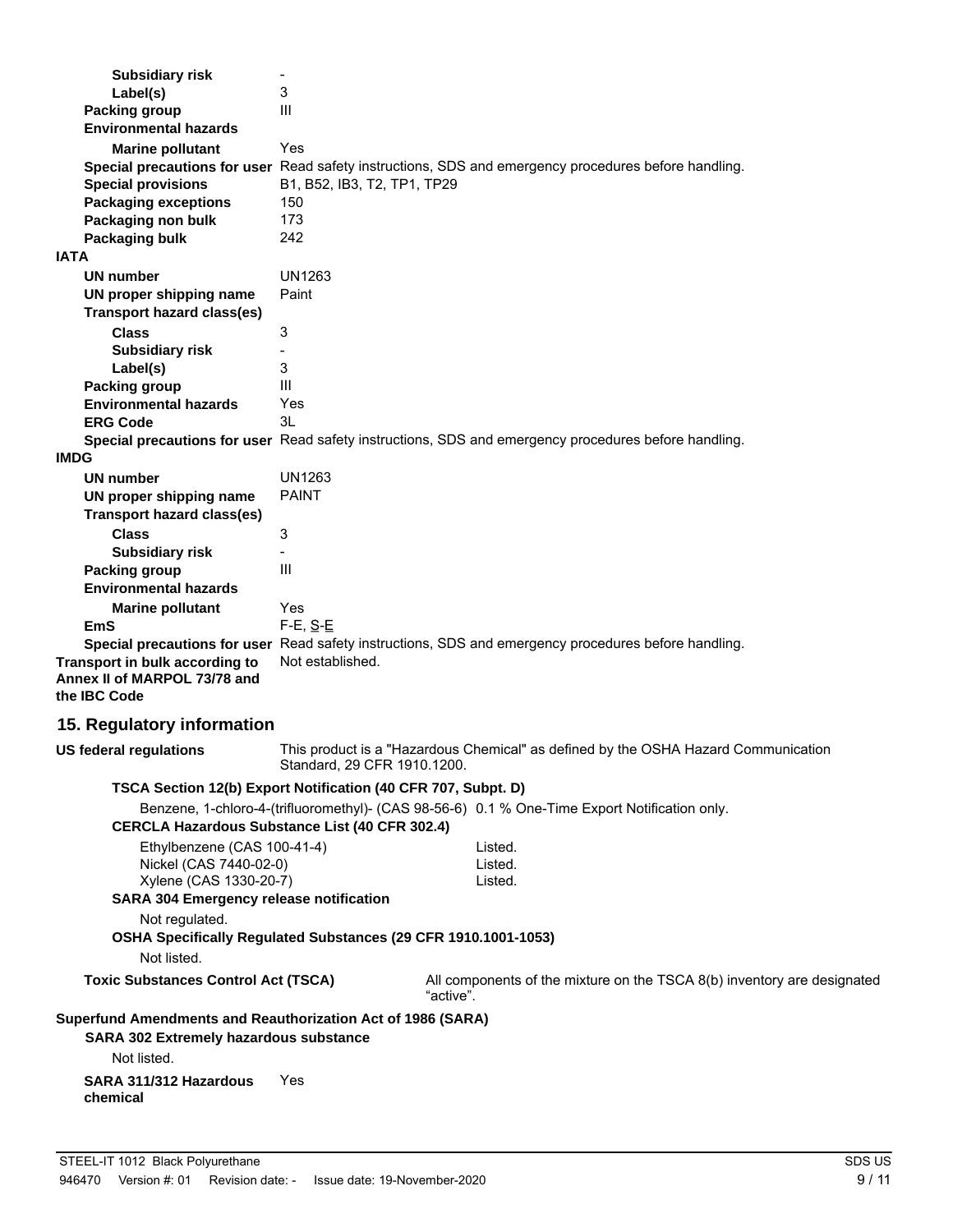**Subsidiary risk** -

**Label(s)** 3

**Packing group** III

**Environmental hazards**

**Marine pollutant** Yes

**Special precautions for user** Read safety instructions, SDS and emergency procedures before handling.

**Special provisions** B1, B52, IB3, T2, TP1, TP29

**Packaging exceptions** 150

**Packaging non bulk** 173

**Packaging bulk** 242

**IATA**

**UN number** UN1263

**UN proper shipping name** Paint

**Transport hazard class(es)**

**Class** 3

**Subsidiary risk** -

**Label(s)** 3

**Packing group** III

**Environmental hazards** Yes

**ERG Code** 3L

**Special precautions for user** Read safety instructions, SDS and emergency procedures before handling.

**IMDG**

**UN number** UN1263

**UN proper shipping name** PAINT

**Transport hazard class(es)**

**Class** 3

**Subsidiary risk** -

**Packing group** III

**Environmental hazards**

**Marine pollutant** Yes

**EmS** F-E, S-E

**Special precautions for user** Read safety instructions, SDS and emergency procedures before handling.

**Transport in bulk according to Annex II of MARPOL 73/78 and the IBC Code** Not established.

## 15. Regulatory information

**US federal regulations** This product is a "Hazardous Chemical" as defined by the OSHA Hazard Communication Standard, 29 CFR 1910.1200.

**TSCA Section 12(b) Export Notification (40 CFR 707, Subpt. D)**

Benzene, 1-chloro-4-(trifluoromethyl)- (CAS 98-56-6) 0.1 % One-Time Export Notification only.

**CERCLA Hazardous Substance List (40 CFR 302.4)**

| | |
|---|---|
| Ethylbenzene (CAS 100-41-4) | Listed. |
| Nickel (CAS 7440-02-0) | Listed. |
| Xylene (CAS 1330-20-7) | Listed. |

**SARA 304 Emergency release notification**

Not regulated.

**OSHA Specifically Regulated Substances (29 CFR 1910.1001-1053)**

Not listed.

**Toxic Substances Control Act (TSCA)** All components of the mixture on the TSCA 8(b) inventory are designated "active".

**Superfund Amendments and Reauthorization Act of 1986 (SARA)**

**SARA 302 Extremely hazardous substance**

Not listed.

**SARA 311/312 Hazardous chemical** Yes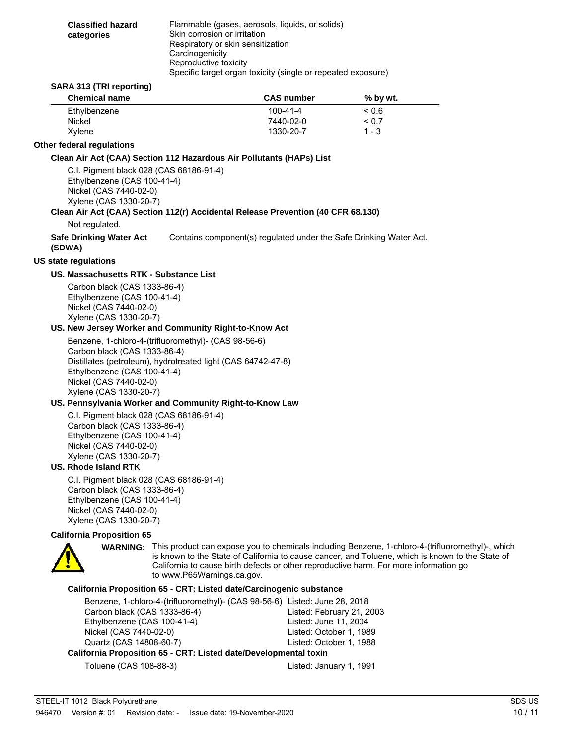**Classified hazard categories**

Flammable (gases, aerosols, liquids, or solids)
Skin corrosion or irritation
Respiratory or skin sensitization
Carcinogenicity
Reproductive toxicity
Specific target organ toxicity (single or repeated exposure)

### SARA 313 (TRI reporting)

| Chemical name | CAS number | % by wt. |
| --- | --- | --- |
| Ethylbenzene | 100-41-4 | < 0.6 |
| Nickel | 7440-02-0 | < 0.7 |
| Xylene | 1330-20-7 | 1 - 3 |

## Other federal regulations

### Clean Air Act (CAA) Section 112 Hazardous Air Pollutants (HAPs) List

C.I. Pigment black 028 (CAS 68186-91-4)
Ethylbenzene (CAS 100-41-4)
Nickel (CAS 7440-02-0)
Xylene (CAS 1330-20-7)

### Clean Air Act (CAA) Section 112(r) Accidental Release Prevention (40 CFR 68.130)

Not regulated.

**Safe Drinking Water Act (SDWA)** Contains component(s) regulated under the Safe Drinking Water Act.

## US state regulations

### US. Massachusetts RTK - Substance List

Carbon black (CAS 1333-86-4)
Ethylbenzene (CAS 100-41-4)
Nickel (CAS 7440-02-0)
Xylene (CAS 1330-20-7)

### US. New Jersey Worker and Community Right-to-Know Act

Benzene, 1-chloro-4-(trifluoromethyl)- (CAS 98-56-6)
Carbon black (CAS 1333-86-4)
Distillates (petroleum), hydrotreated light (CAS 64742-47-8)
Ethylbenzene (CAS 100-41-4)
Nickel (CAS 7440-02-0)
Xylene (CAS 1330-20-7)

### US. Pennsylvania Worker and Community Right-to-Know Law

C.I. Pigment black 028 (CAS 68186-91-4)
Carbon black (CAS 1333-86-4)
Ethylbenzene (CAS 100-41-4)
Nickel (CAS 7440-02-0)
Xylene (CAS 1330-20-7)

### US. Rhode Island RTK

C.I. Pigment black 028 (CAS 68186-91-4)
Carbon black (CAS 1333-86-4)
Ethylbenzene (CAS 100-41-4)
Nickel (CAS 7440-02-0)
Xylene (CAS 1330-20-7)

### California Proposition 65

**WARNING:** This product can expose you to chemicals including Benzene, 1-chloro-4-(trifluoromethyl)-, which is known to the State of California to cause cancer, and Toluene, which is known to the State of California to cause birth defects or other reproductive harm. For more information go to www.P65Warnings.ca.gov.

#### California Proposition 65 - CRT: Listed date/Carcinogenic substance

| Substance | Listed date |
| --- | --- |
| Benzene, 1-chloro-4-(trifluoromethyl)- (CAS 98-56-6) | Listed: June 28, 2018 |
| Carbon black (CAS 1333-86-4) | Listed: February 21, 2003 |
| Ethylbenzene (CAS 100-41-4) | Listed: June 11, 2004 |
| Nickel (CAS 7440-02-0) | Listed: October 1, 1989 |
| Quartz (CAS 14808-60-7) | Listed: October 1, 1988 |

#### California Proposition 65 - CRT: Listed date/Developmental toxin

| Substance | Listed date |
| --- | --- |
| Toluene (CAS 108-88-3) | Listed: January 1, 1991 |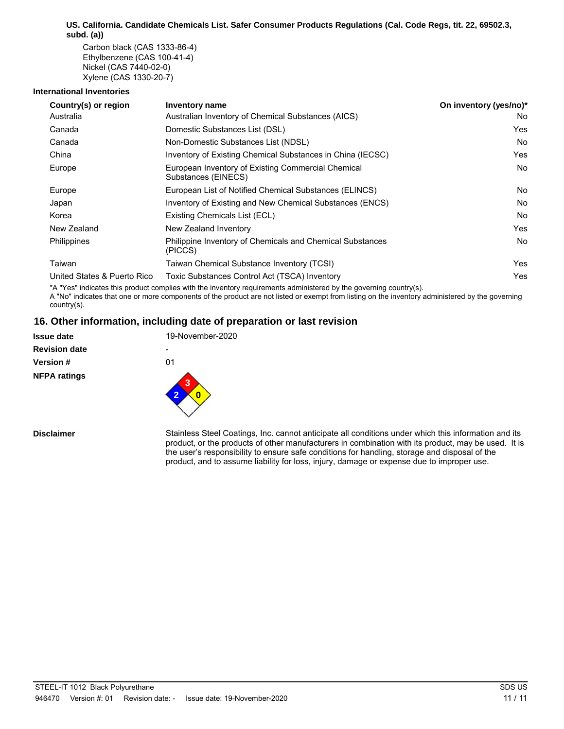**US. California. Candidate Chemicals List. Safer Consumer Products Regulations (Cal. Code Regs, tit. 22, 69502.3, subd. (a))**

Carbon black (CAS 1333-86-4)
Ethylbenzene (CAS 100-41-4)
Nickel (CAS 7440-02-0)
Xylene (CAS 1330-20-7)

**International Inventories**

| Country(s) or region | Inventory name | On inventory (yes/no)* |
|---|---|---|
| Australia | Australian Inventory of Chemical Substances (AICS) | No |
| Canada | Domestic Substances List (DSL) | Yes |
| Canada | Non-Domestic Substances List (NDSL) | No |
| China | Inventory of Existing Chemical Substances in China (IECSC) | Yes |
| Europe | European Inventory of Existing Commercial Chemical Substances (EINECS) | No |
| Europe | European List of Notified Chemical Substances (ELINCS) | No |
| Japan | Inventory of Existing and New Chemical Substances (ENCS) | No |
| Korea | Existing Chemicals List (ECL) | No |
| New Zealand | New Zealand Inventory | Yes |
| Philippines | Philippine Inventory of Chemicals and Chemical Substances (PICCS) | No |
| Taiwan | Taiwan Chemical Substance Inventory (TCSI) | Yes |
| United States & Puerto Rico | Toxic Substances Control Act (TSCA) Inventory | Yes |

*A "Yes" indicates this product complies with the inventory requirements administered by the governing country(s).
A "No" indicates that one or more components of the product are not listed or exempt from listing on the inventory administered by the governing country(s).

## 16. Other information, including date of preparation or last revision

**Issue date** 19-November-2020

**Revision date** -

**Version #** 01

**NFPA ratings**

3
2 0

**Disclaimer**

Stainless Steel Coatings, Inc. cannot anticipate all conditions under which this information and its product, or the products of other manufacturers in combination with its product, may be used. It is the user's responsibility to ensure safe conditions for handling, storage and disposal of the product, and to assume liability for loss, injury, damage or expense due to improper use.